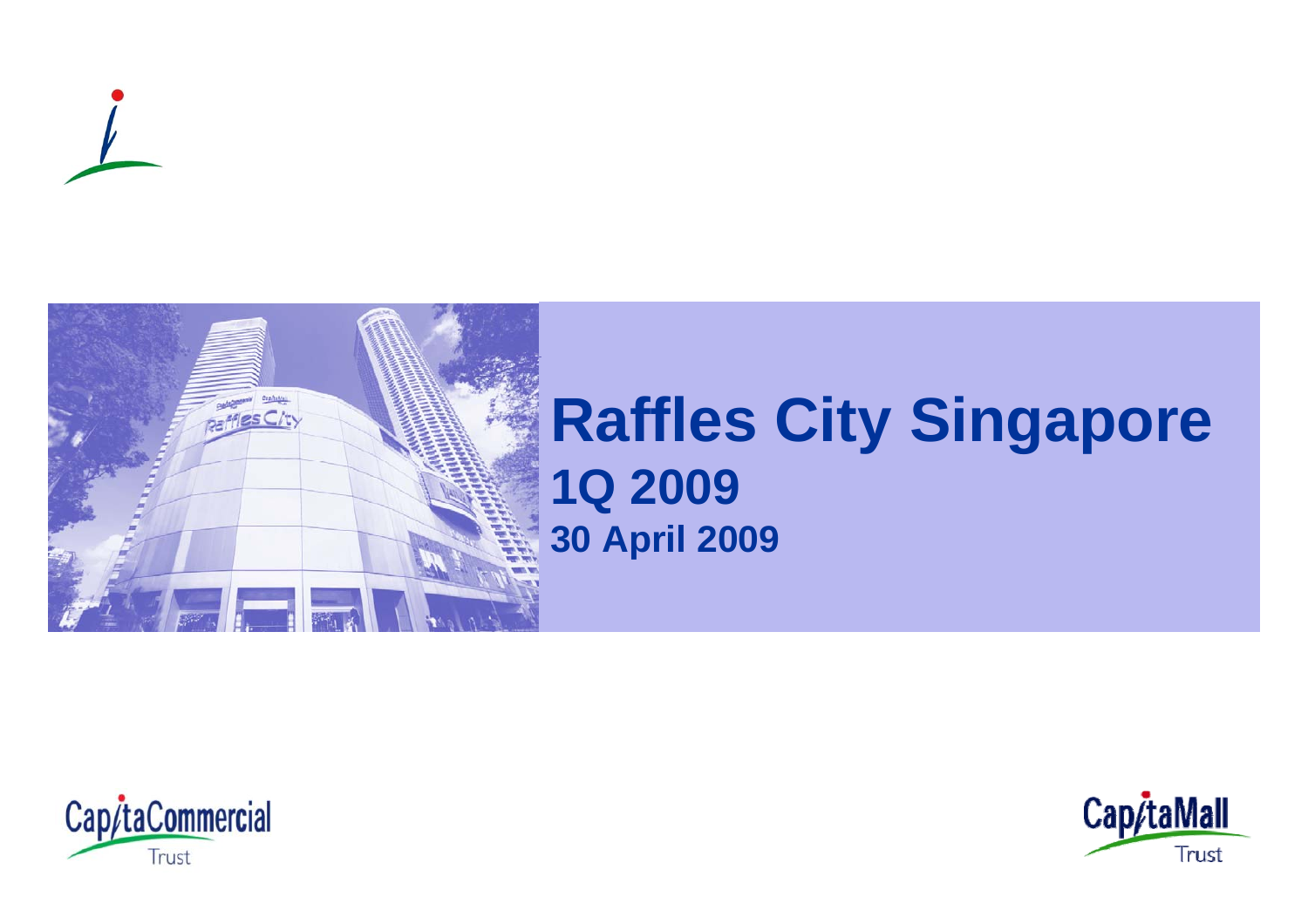# Raffles City Singapore

## 1Q 2009

**30 April 2009**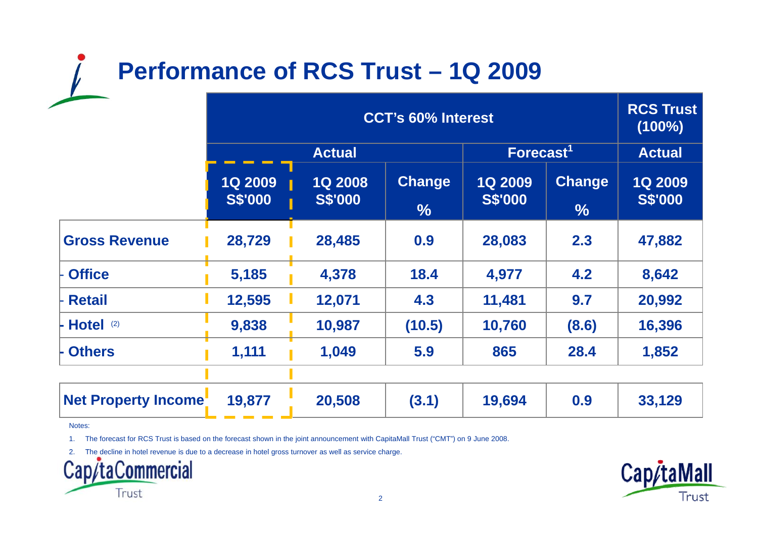# Performance of RCS Trust – 1Q 2009

| | CCT's 60% Interest | | | | | RCS Trust (100%) |
|---|---|---|---|---|---|---|
| | Actual | | | Forecast[1] | | Actual |
| | 1Q 2009 S$'000 | 1Q 2008 S$'000 | Change % | 1Q 2009 S$'000 | Change % | 1Q 2009 S$'000 |
| **Gross Revenue** | 28,729 | 28,485 | 0.9 | 28,083 | 2.3 | 47,882 |
| - Office | 5,185 | 4,378 | 18.4 | 4,977 | 4.2 | 8,642 |
| - Retail | 12,595 | 12,071 | 4.3 | 11,481 | 9.7 | 20,992 |
| - Hotel (2) | 9,838 | 10,987 | (10.5) | 10,760 | (8.6) | 16,396 |
| - Others | 1,111 | 1,049 | 5.9 | 865 | 28.4 | 1,852 |
| **Net Property Income** | 19,877 | 20,508 | (3.1) | 19,694 | 0.9 | 33,129 |

Notes:

1. The forecast for RCS Trust is based on the forecast shown in the joint announcement with CapitaMall Trust ("CMT") on 9 June 2008.
2. The decline in hotel revenue is due to a decrease in hotel gross turnover as well as service charge.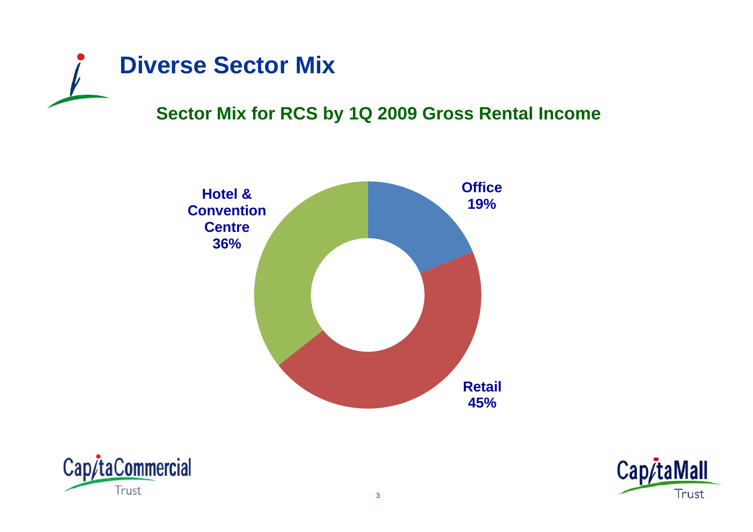# Diverse Sector Mix

## Sector Mix for RCS by 1Q 2009 Gross Rental Income

Office
19%

Retail
45%

Hotel & Convention Centre
36%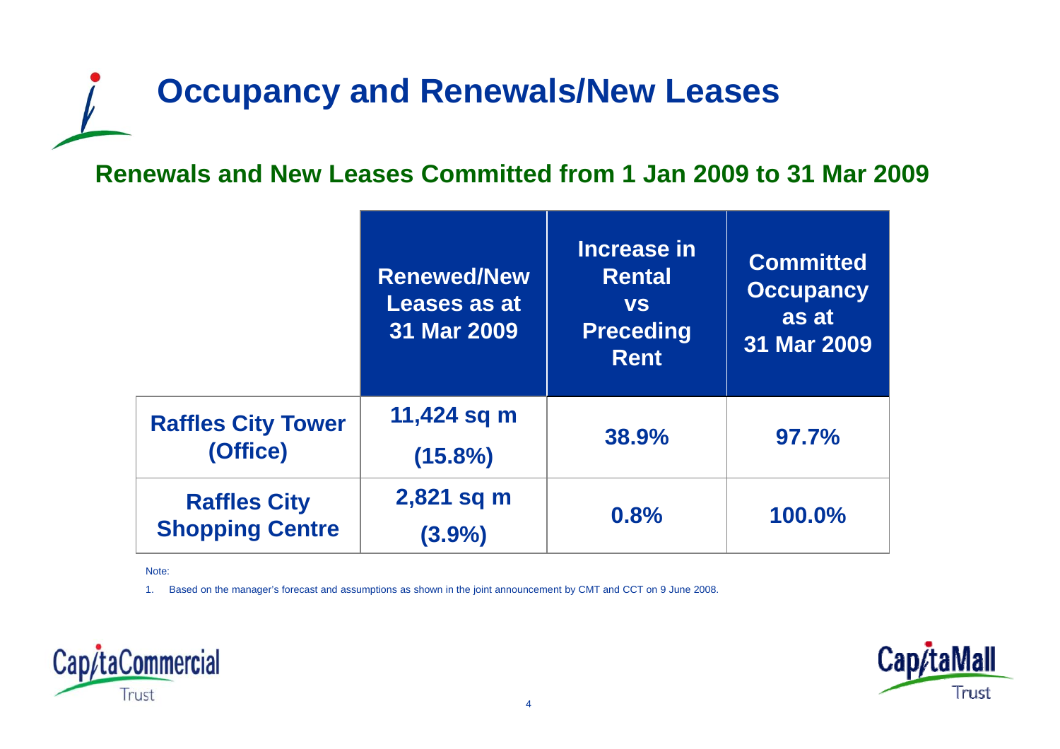# Occupancy and Renewals/New Leases

## Renewals and New Leases Committed from 1 Jan 2009 to 31 Mar 2009

| | Renewed/New Leases as at 31 Mar 2009 | Increase in Rental vs Preceding Rent | Committed Occupancy as at 31 Mar 2009 |
|---|---|---|---|
| Raffles City Tower (Office) | 11,424 sq m (15.8%) | 38.9% | 97.7% |
| Raffles City Shopping Centre | 2,821 sq m (3.9%) | 0.8% | 100.0% |

Note:

1. Based on the manager's forecast and assumptions as shown in the joint announcement by CMT and CCT on 9 June 2008.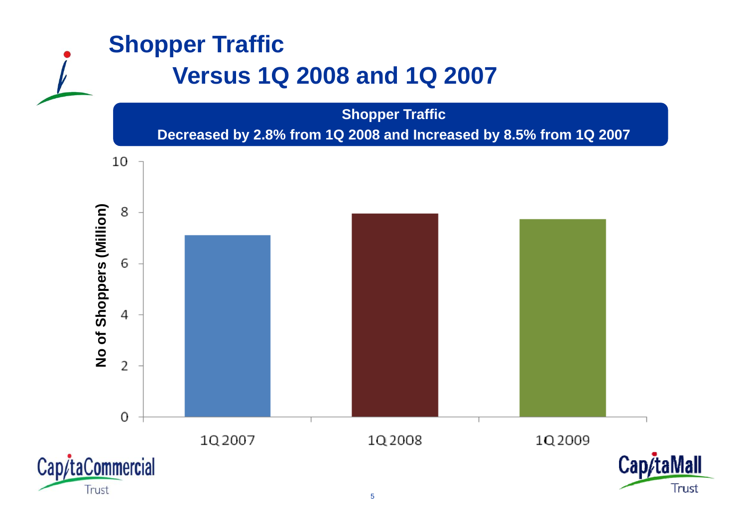# Shopper Traffic

## Versus 1Q 2008 and 1Q 2007

**Shopper Traffic**

**Decreased by 2.8% from 1Q 2008 and Increased by 8.5% from 1Q 2007**

No of Shoppers (Million)

10
8
6
4
2
0

1Q 2007 1Q 2008 1Q 2009

CapitaCommercial Trust

CapitaMall Trust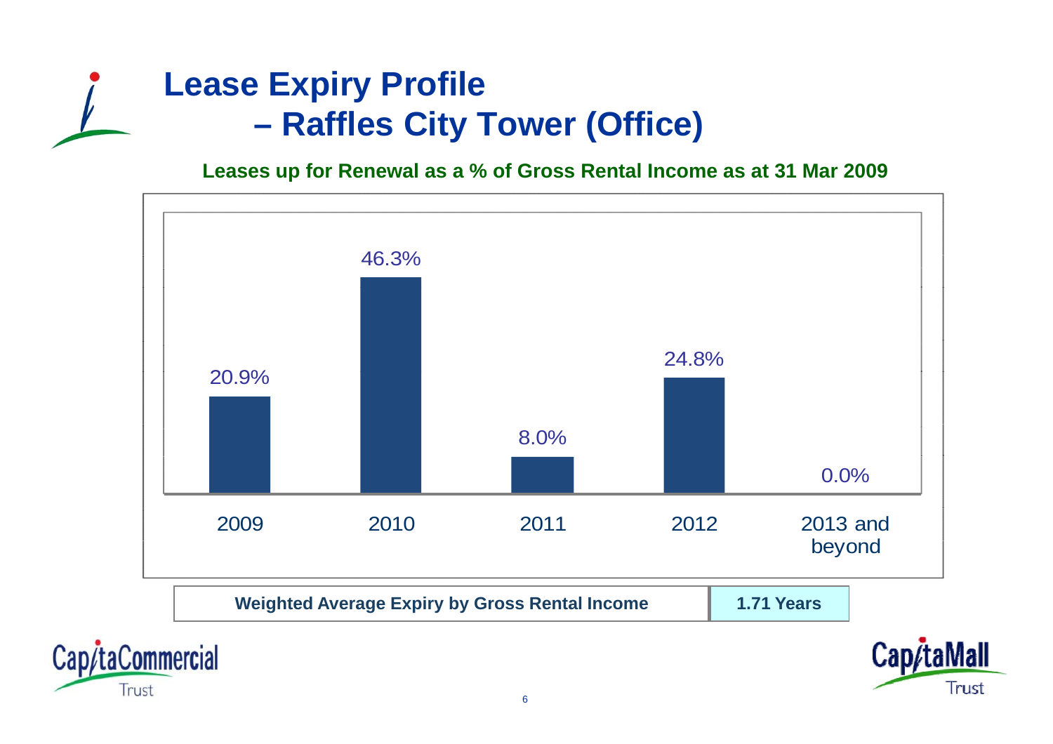# Lease Expiry Profile – Raffles City Tower (Office)

**Leases up for Renewal as a % of Gross Rental Income as at 31 Mar 2009**

| Year | % of Gross Rental Income |
|---|---|
| 2009 | 20.9% |
| 2010 | 46.3% |
| 2011 | 8.0% |
| 2012 | 24.8% |
| 2013 and beyond | 0.0% |

| Weighted Average Expiry by Gross Rental Income | 1.71 Years |
|---|---|

CapitaCommercial Trust

CapitaMall Trust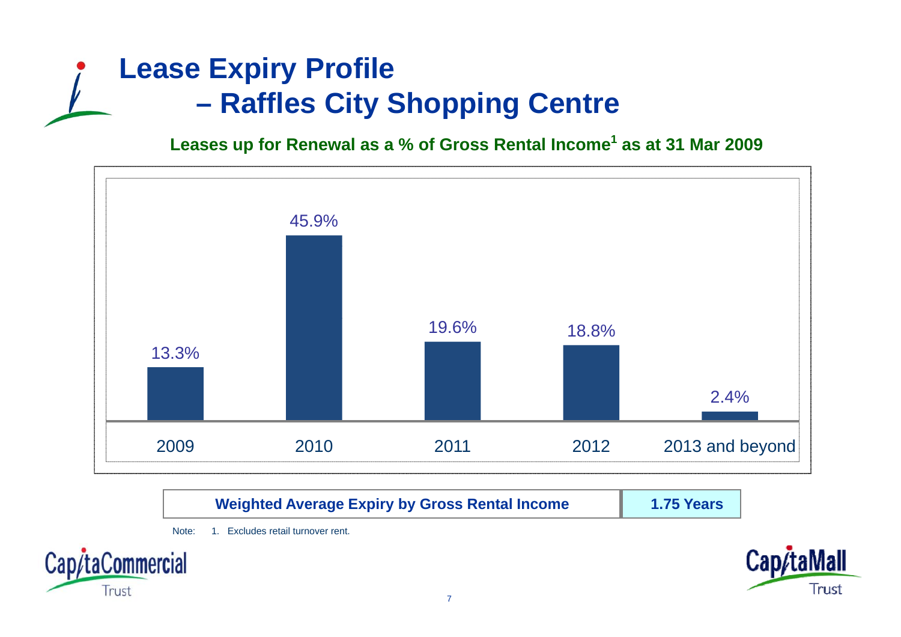# Lease Expiry Profile – Raffles City Shopping Centre

**Leases up for Renewal as a % of Gross Rental Income[1] as at 31 Mar 2009**

| 2009 | 2010 | 2011 | 2012 | 2013 and beyond |
|---|---|---|---|---|
| 13.3% | 45.9% | 19.6% | 18.8% | 2.4% |

| Weighted Average Expiry by Gross Rental Income | 1.75 Years |
|---|---|

Note: 1. Excludes retail turnover rent.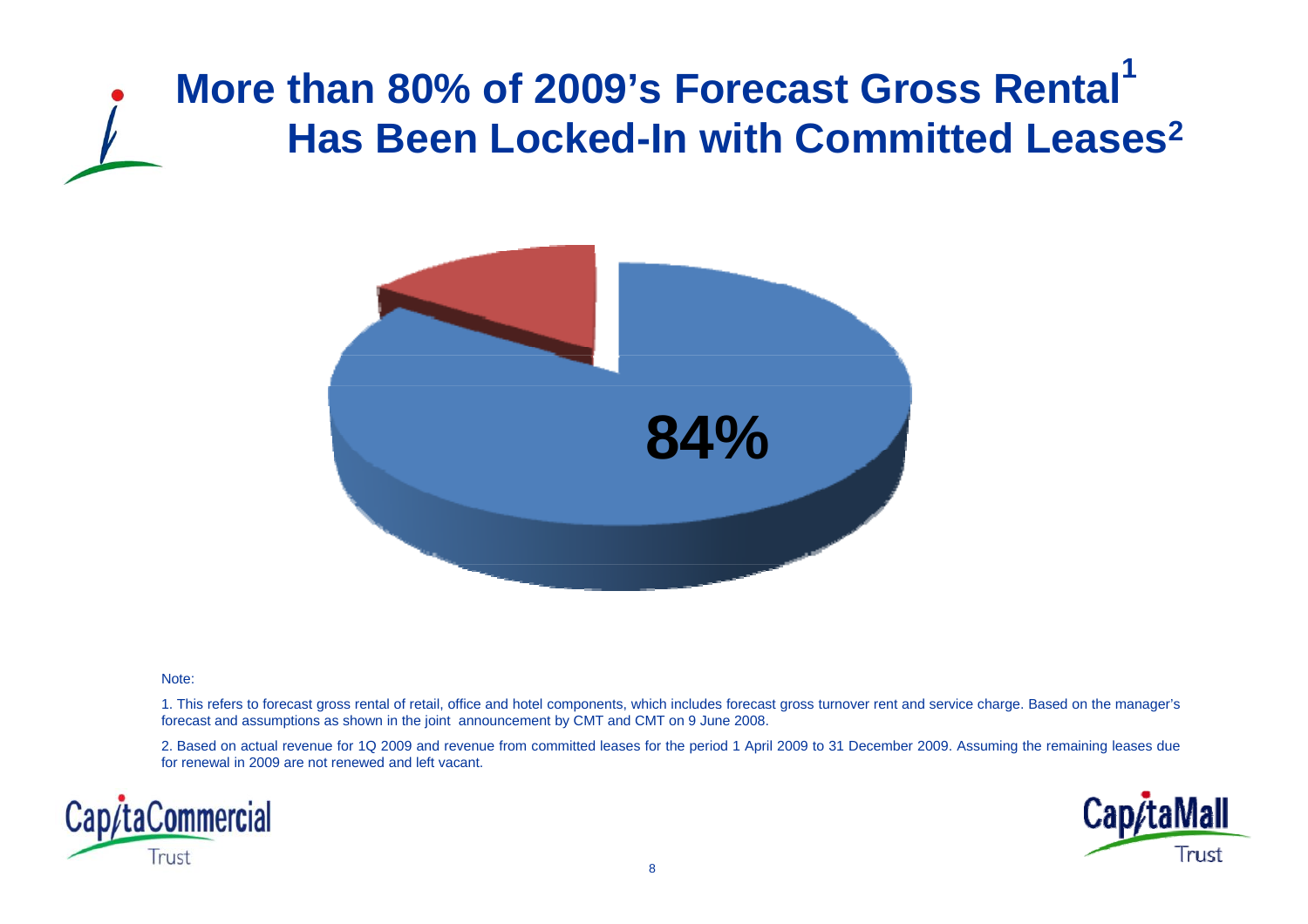# More than 80% of 2009's Forecast Gross Rental[1] Has Been Locked-In with Committed Leases[2]

84%

Note:

1. This refers to forecast gross rental of retail, office and hotel components, which includes forecast gross turnover rent and service charge. Based on the manager's forecast and assumptions as shown in the joint announcement by CMT and CMT on 9 June 2008.

2. Based on actual revenue for 1Q 2009 and revenue from committed leases for the period 1 April 2009 to 31 December 2009. Assuming the remaining leases due for renewal in 2009 are not renewed and left vacant.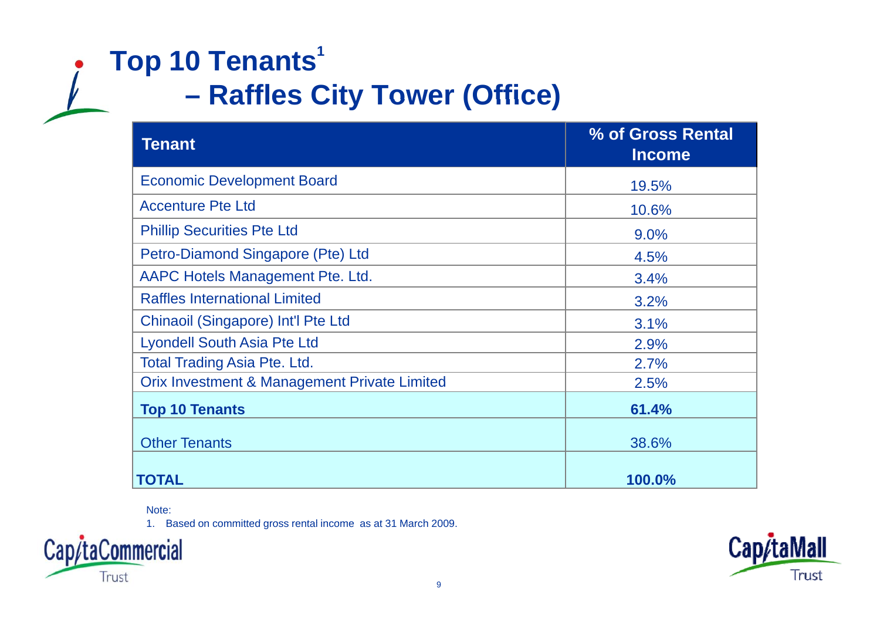# Top 10 Tenants[1]

## – Raffles City Tower (Office)

| Tenant | % of Gross Rental Income |
|---|---|
| Economic Development Board | 19.5% |
| Accenture Pte Ltd | 10.6% |
| Phillip Securities Pte Ltd | 9.0% |
| Petro-Diamond Singapore (Pte) Ltd | 4.5% |
| AAPC Hotels Management Pte. Ltd. | 3.4% |
| Raffles International Limited | 3.2% |
| Chinaoil (Singapore) Int'l Pte Ltd | 3.1% |
| Lyondell South Asia Pte Ltd | 2.9% |
| Total Trading Asia Pte. Ltd. | 2.7% |
| Orix Investment & Management Private Limited | 2.5% |
| **Top 10 Tenants** | **61.4%** |
| Other Tenants | 38.6% |
| **TOTAL** | **100.0%** |

Note:

1. Based on committed gross rental income as at 31 March 2009.

CapitaCommercial Trust

CapitaMall Trust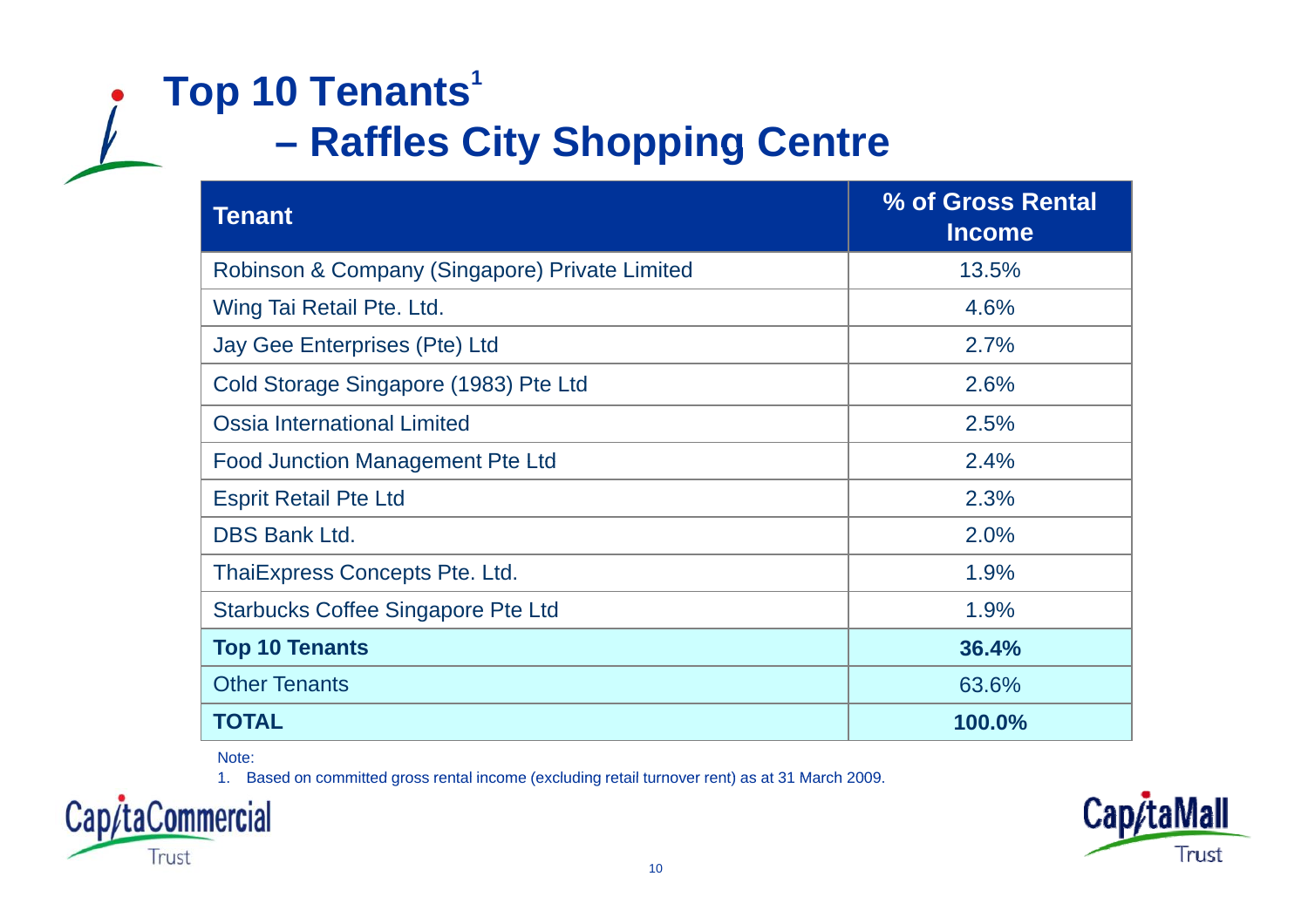# Top 10 Tenants[1] – Raffles City Shopping Centre

| Tenant | % of Gross Rental Income |
|---|---|
| Robinson & Company (Singapore) Private Limited | 13.5% |
| Wing Tai Retail Pte. Ltd. | 4.6% |
| Jay Gee Enterprises (Pte) Ltd | 2.7% |
| Cold Storage Singapore (1983) Pte Ltd | 2.6% |
| Ossia International Limited | 2.5% |
| Food Junction Management Pte Ltd | 2.4% |
| Esprit Retail Pte Ltd | 2.3% |
| DBS Bank Ltd. | 2.0% |
| ThaiExpress Concepts Pte. Ltd. | 1.9% |
| Starbucks Coffee Singapore Pte Ltd | 1.9% |
| **Top 10 Tenants** | **36.4%** |
| Other Tenants | 63.6% |
| **TOTAL** | **100.0%** |

Note:

1. Based on committed gross rental income (excluding retail turnover rent) as at 31 March 2009.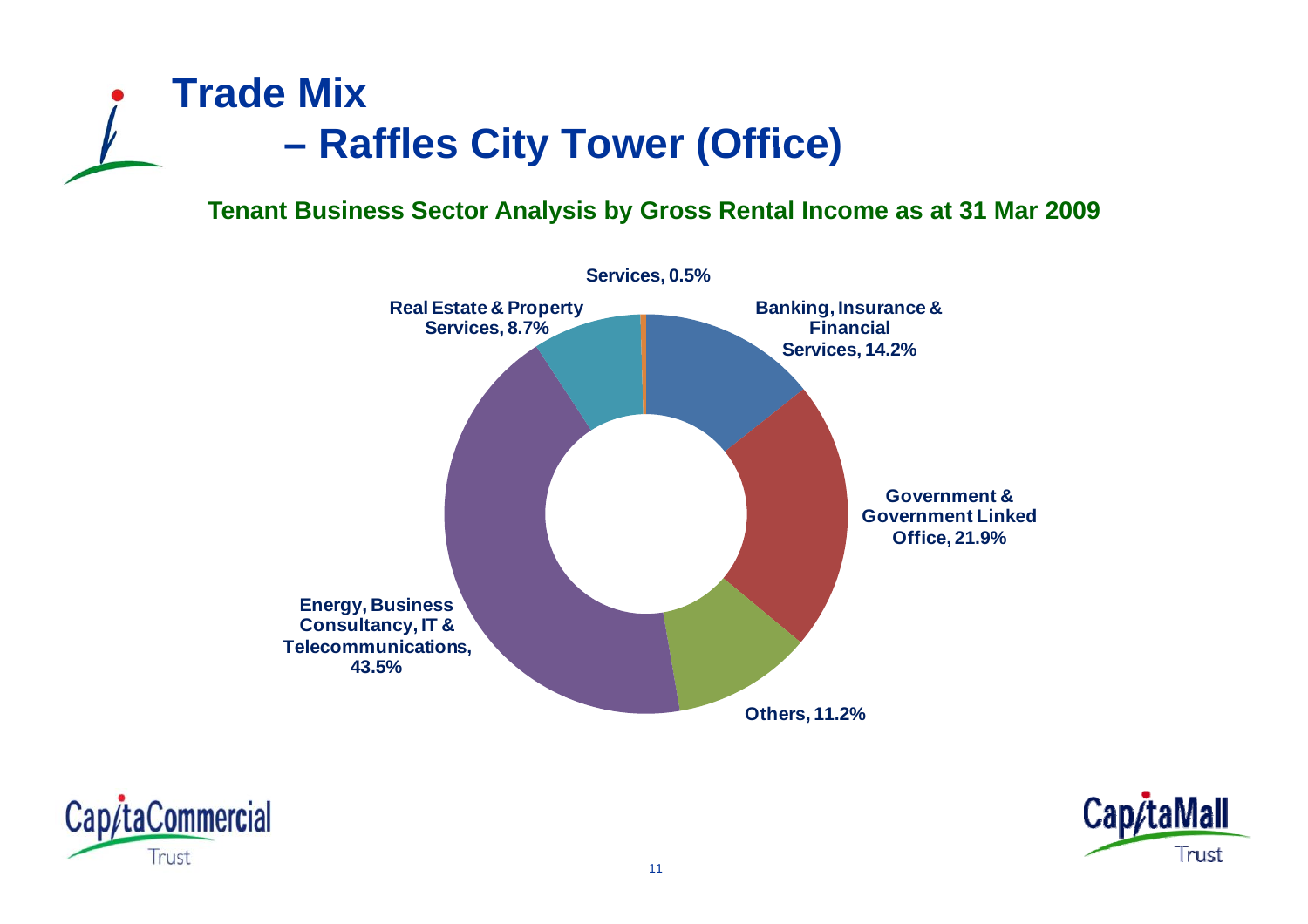# Trade Mix
## – Raffles City Tower (Office)

**Tenant Business Sector Analysis by Gross Rental Income as at 31 Mar 2009**

| Sector | % |
|---|---|
| Services | 0.5% |
| Banking, Insurance & Financial Services | 14.2% |
| Government & Government Linked Office | 21.9% |
| Others | 11.2% |
| Energy, Business Consultancy, IT & Telecommunications | 43.5% |
| Real Estate & Property Services | 8.7% |

CapitaCommercial Trust

CapitaMall Trust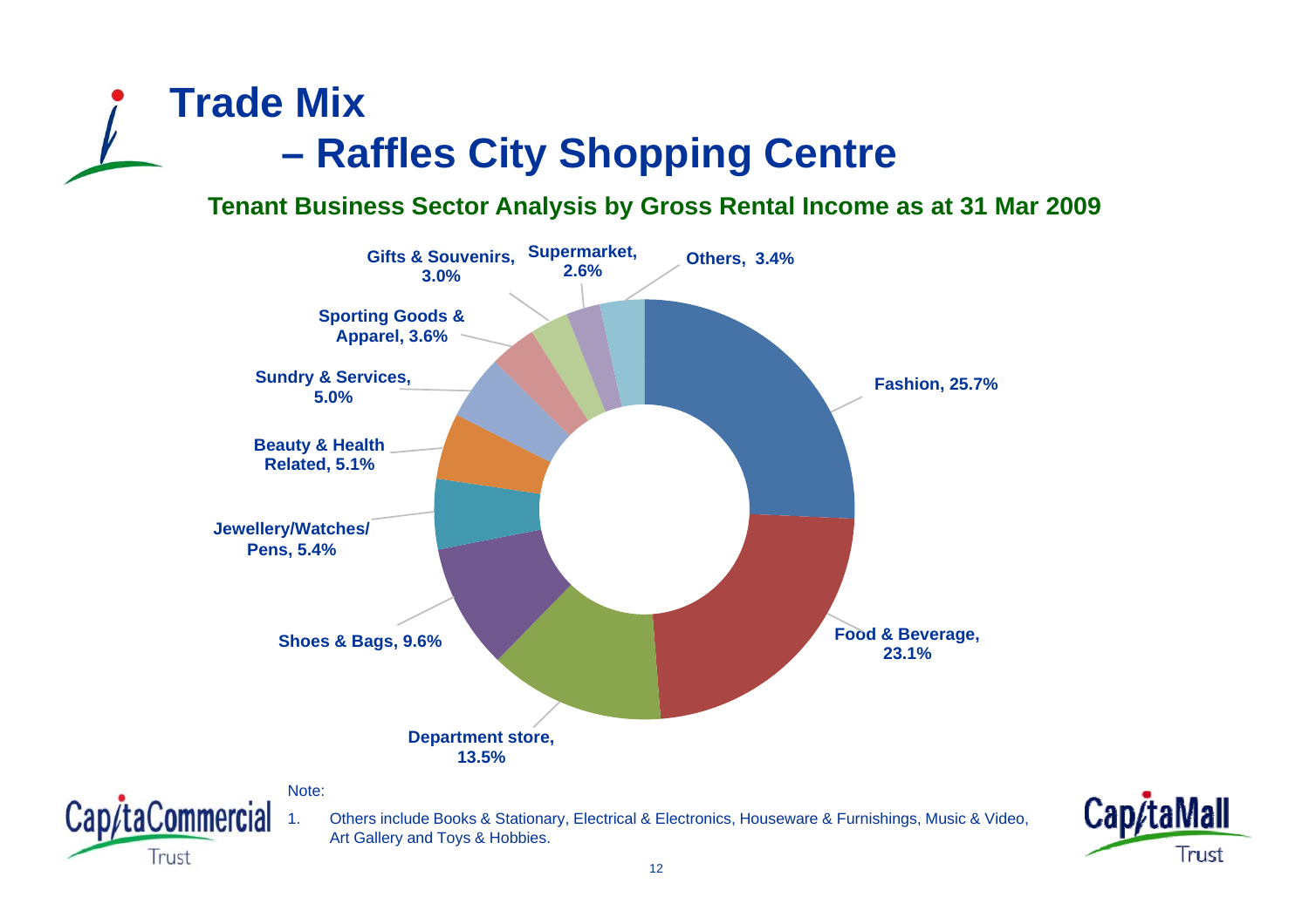# Trade Mix – Raffles City Shopping Centre

## Tenant Business Sector Analysis by Gross Rental Income as at 31 Mar 2009

| Sector | % |
|---|---|
| Fashion | 25.7% |
| Food & Beverage | 23.1% |
| Department store | 13.5% |
| Shoes & Bags | 9.6% |
| Jewellery/Watches/Pens | 5.4% |
| Beauty & Health Related | 5.1% |
| Sundry & Services | 5.0% |
| Sporting Goods & Apparel | 3.6% |
| Gifts & Souvenirs | 3.0% |
| Supermarket | 2.6% |
| Others | 3.4% |

Note:

1. Others include Books & Stationary, Electrical & Electronics, Houseware & Furnishings, Music & Video, Art Gallery and Toys & Hobbies.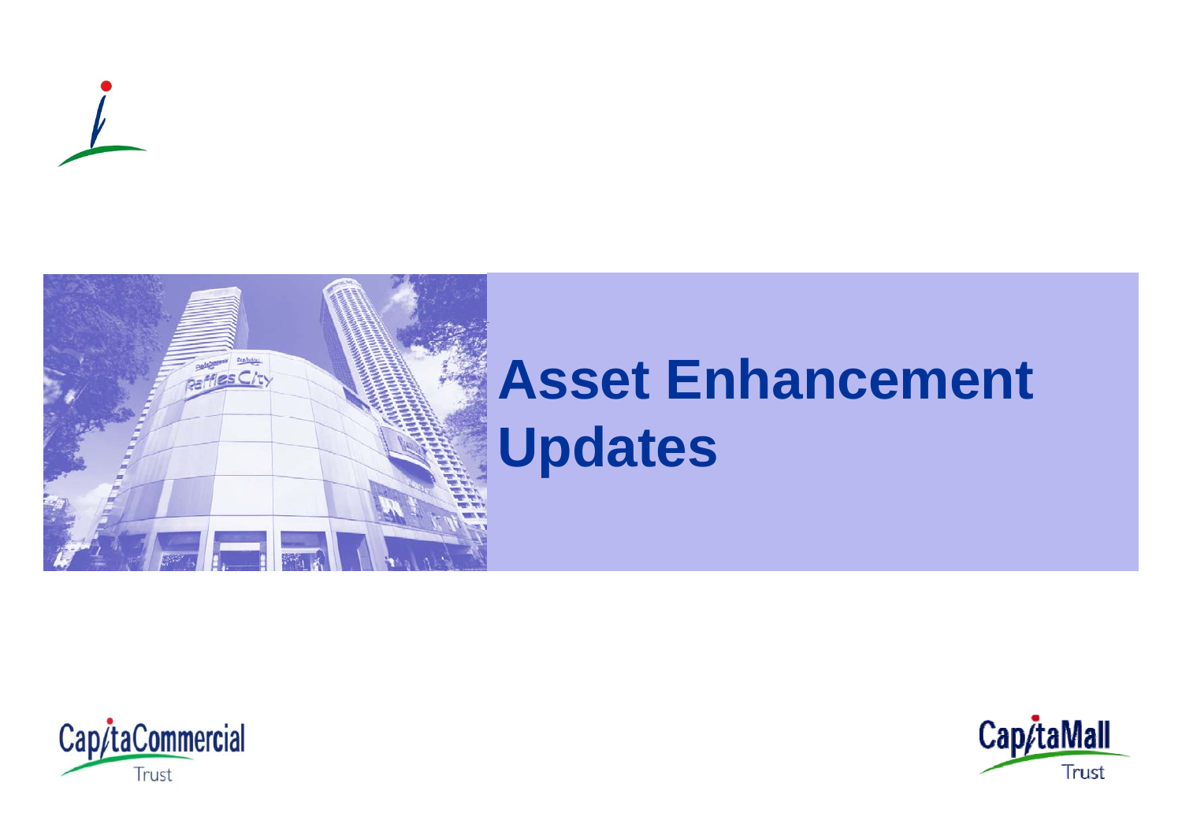# Asset Enhancement Updates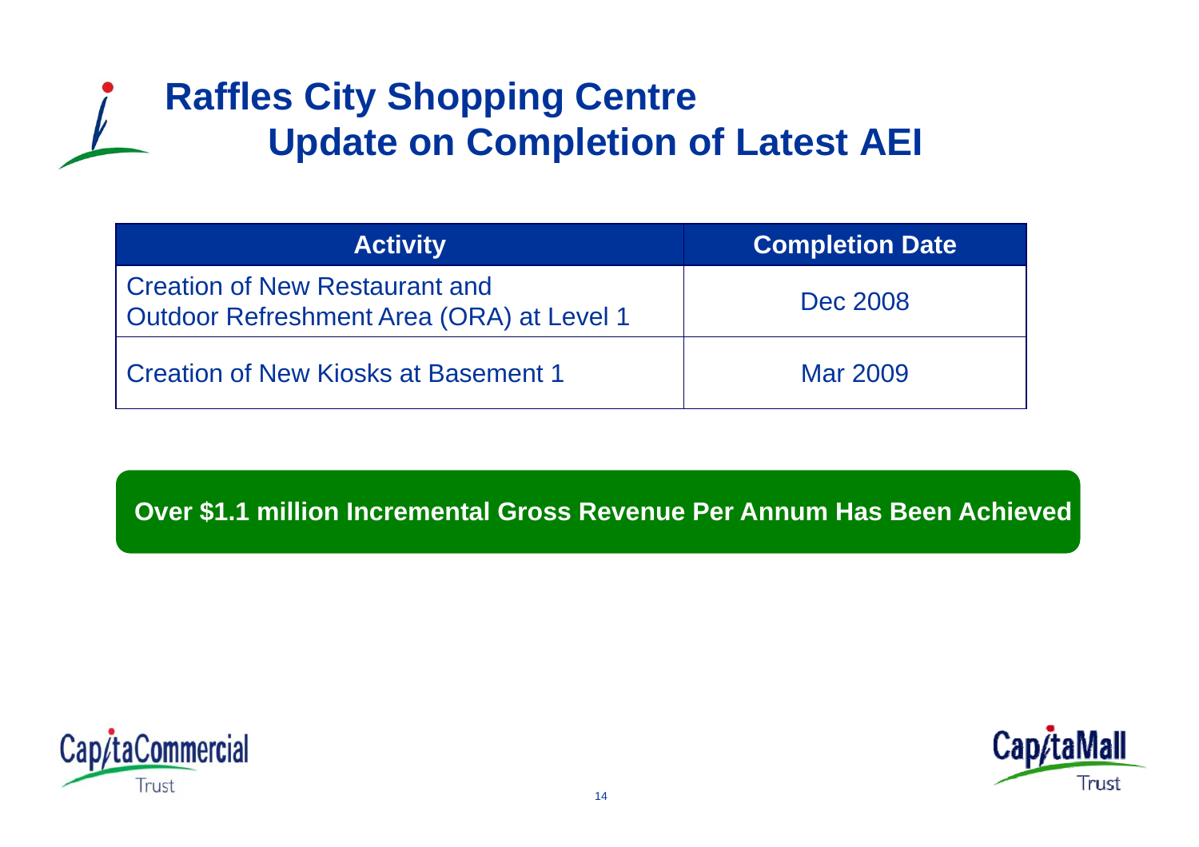# Raffles City Shopping Centre
## Update on Completion of Latest AEI

| Activity | Completion Date |
|---|---|
| Creation of New Restaurant and Outdoor Refreshment Area (ORA) at Level 1 | Dec 2008 |
| Creation of New Kiosks at Basement 1 | Mar 2009 |

**Over $1.1 million Incremental Gross Revenue Per Annum Has Been Achieved**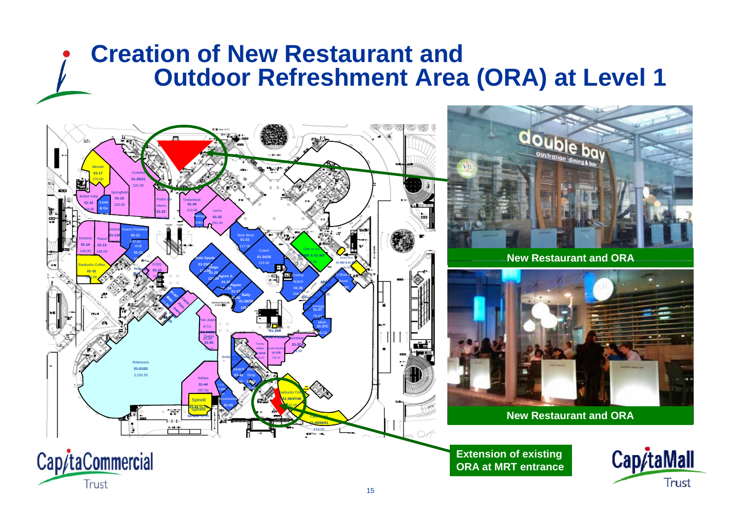# Creation of New Restaurant and Outdoor Refreshment Area (ORA) at Level 1

**New Restaurant and ORA**

**New Restaurant and ORA**

**Extension of existing ORA at MRT entrance**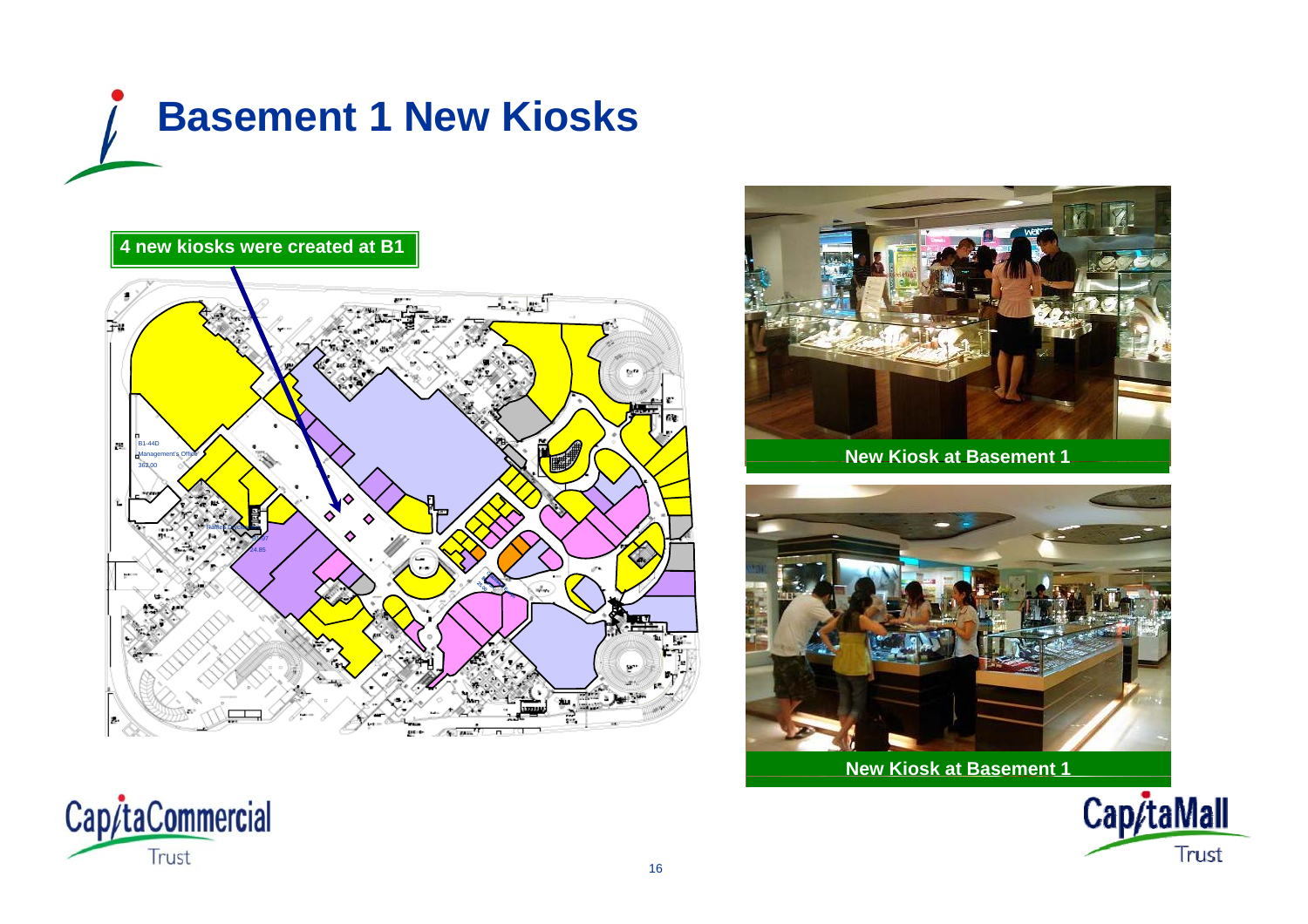# Basement 1 New Kiosks

**4 new kiosks were created at B1**

**New Kiosk at Basement 1**

**New Kiosk at Basement 1**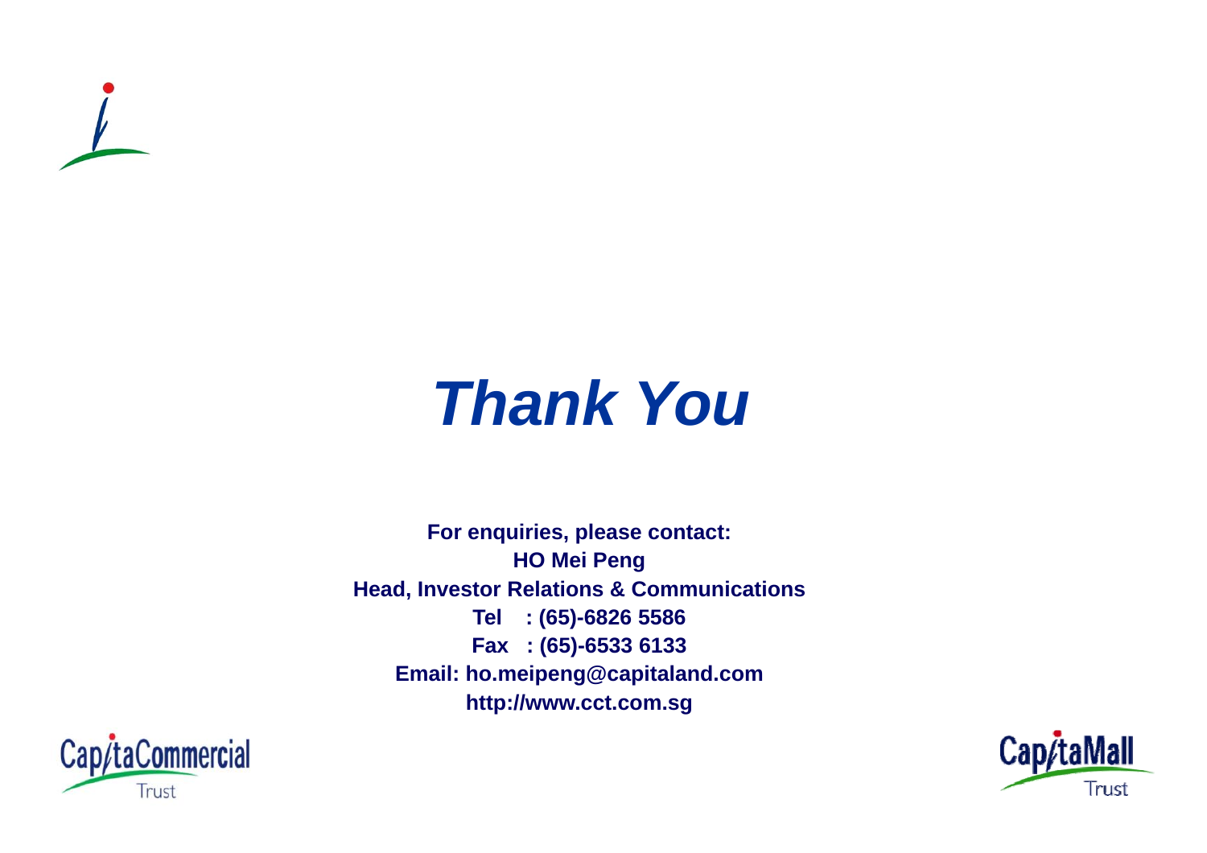# *Thank You*

**For enquiries, please contact:**
**HO Mei Peng**
**Head, Investor Relations & Communications**
**Tel : (65)-6826 5586**
**Fax : (65)-6533 6133**
**Email: ho.meipeng@capitaland.com**
**http://www.cct.com.sg**